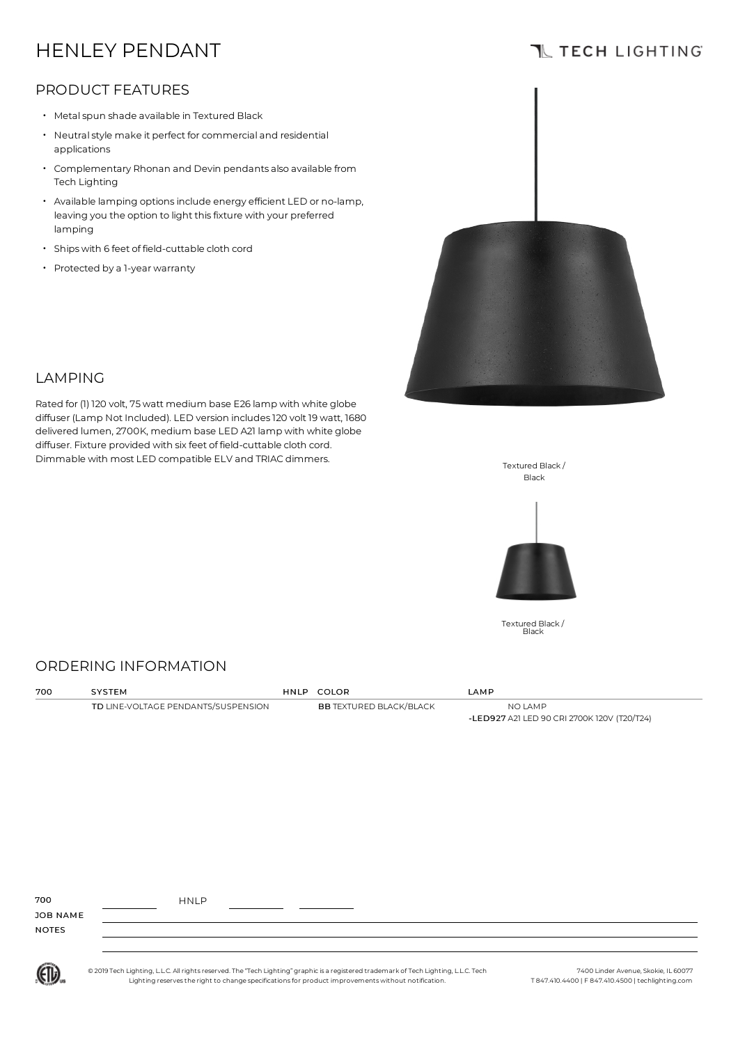# HENLEY PENDANT

TECH LIGHTING

## PRODUCT FEATURES

- Metal spun shade available in Textured Black
- Neutral style make it perfect for commercial and residential applications
- Complementary Rhonan and Devin pendants also available from Tech Lighting
- Available lamping options include energy efficient LED or no-lamp, leaving you the option to light this fixture with your preferred lamping
- Ships with 6 feet of field-cuttable cloth cord
- Protected by a 1-year warranty

## LAMPING

Rated for (1) 120 volt, 75 watt medium base E26 lamp with white globe diffuser (Lamp Not Included). LED version includes 120 volt 19 watt, 1680 delivered lumen, 2700K, medium base LED A21 lamp with white globe diffuser. Fixture provided with six feet of field-cuttable cloth cord. Dimmable with most LED compatible ELV and TRIAC dimmers.

Textured Black / Black

Textured Black / Black

## ORDERING INFORMATION

| 700 | SYSTEM | HNLP | COLOR | LAMP |
|---|---|---|---|---|
| | **TD** LINE-VOLTAGE PENDANTS/SUSPENSION | | **BB** TEXTURED BLACK/BLACK | NO LAMP |
| | | | | **-LED927** A21 LED 90 CRI 2700K 120V (T20/T24) |

700 ________ HNLP ________ ________

JOB NAME

NOTES

© 2019 Tech Lighting, L.L.C. All rights reserved. The "Tech Lighting" graphic is a registered trademark of Tech Lighting, L.L.C. Tech Lighting reserves the right to change specifications for product improvements without notification.

7400 Linder Avenue, Skokie, IL 60077
T 847.410.4400 | F 847.410.4500 | techlighting.com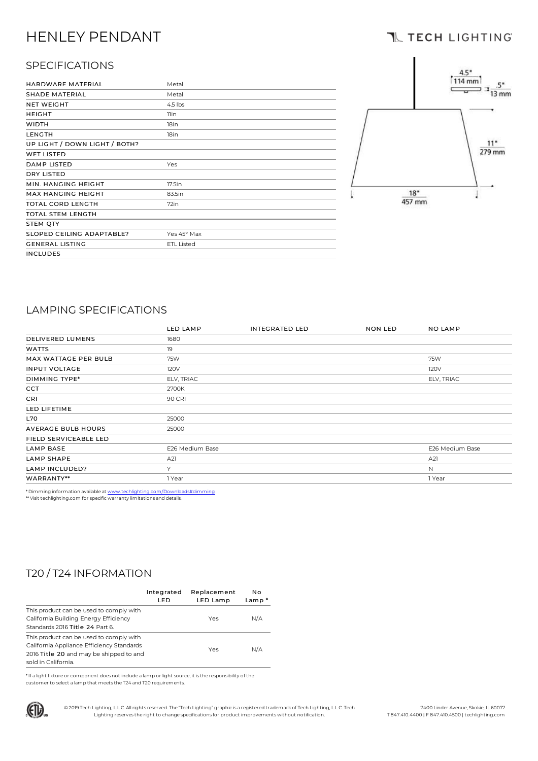# HENLEY PENDANT

TECH LIGHTING

## SPECIFICATIONS

| | |
|---|---|
| HARDWARE MATERIAL | Metal |
| SHADE MATERIAL | Metal |
| NET WEIGHT | 4.5 lbs |
| HEIGHT | 11in |
| WIDTH | 18in |
| LENGTH | 18in |
| UP LIGHT / DOWN LIGHT / BOTH? | |
| WET LISTED | |
| DAMP LISTED | Yes |
| DRY LISTED | |
| MIN. HANGING HEIGHT | 17.5in |
| MAX HANGING HEIGHT | 83.5in |
| TOTAL CORD LENGTH | 72in |
| TOTAL STEM LENGTH | |
| STEM QTY | |
| SLOPED CEILING ADAPTABLE? | Yes 45° Max |
| GENERAL LISTING | ETL Listed |
| INCLUDES | |

4.5"
114 mm
.5"
13 mm
11"
279 mm
18"
457 mm

## LAMPING SPECIFICATIONS

| | LED LAMP | INTEGRATED LED | NON LED | NO LAMP |
|---|---|---|---|---|
| DELIVERED LUMENS | 1680 | | | |
| WATTS | 19 | | | |
| MAX WATTAGE PER BULB | 75W | | | 75W |
| INPUT VOLTAGE | 120V | | | 120V |
| DIMMING TYPE* | ELV, TRIAC | | | ELV, TRIAC |
| CCT | 2700K | | | |
| CRI | 90 CRI | | | |
| LED LIFETIME | | | | |
| L70 | 25000 | | | |
| AVERAGE BULB HOURS | 25000 | | | |
| FIELD SERVICEABLE LED | | | | |
| LAMP BASE | E26 Medium Base | | | E26 Medium Base |
| LAMP SHAPE | A21 | | | A21 |
| LAMP INCLUDED? | Y | | | N |
| WARRANTY** | 1 Year | | | 1 Year |

* Dimming information available at www.techlighting.com/Downloads#dimming
** Visit techlighting.com for specific warranty limitations and details.

## T20 / T24 INFORMATION

| | Integrated LED | Replacement LED Lamp | No Lamp * |
|---|---|---|---|
| This product can be used to comply with California Building Energy Efficiency Standards 2016 Title 24 Part 6. | | Yes | N/A |
| This product can be used to comply with California Appliance Efficiency Standards 2016 Title 20 and may be shipped to and sold in California. | | Yes | N/A |

* If a light fixture or component does not include a lamp or light source, it is the responsibility of the customer to select a lamp that meets the T24 and T20 requirements.

© 2019 Tech Lighting, L.L.C. All rights reserved. The "Tech Lighting" graphic is a registered trademark of Tech Lighting, L.L.C. Tech Lighting reserves the right to change specifications for product improvements without notification.

7400 Linder Avenue, Skokie, IL 60077
T 847.410.4400 | F 847.410.4500 | techlighting.com